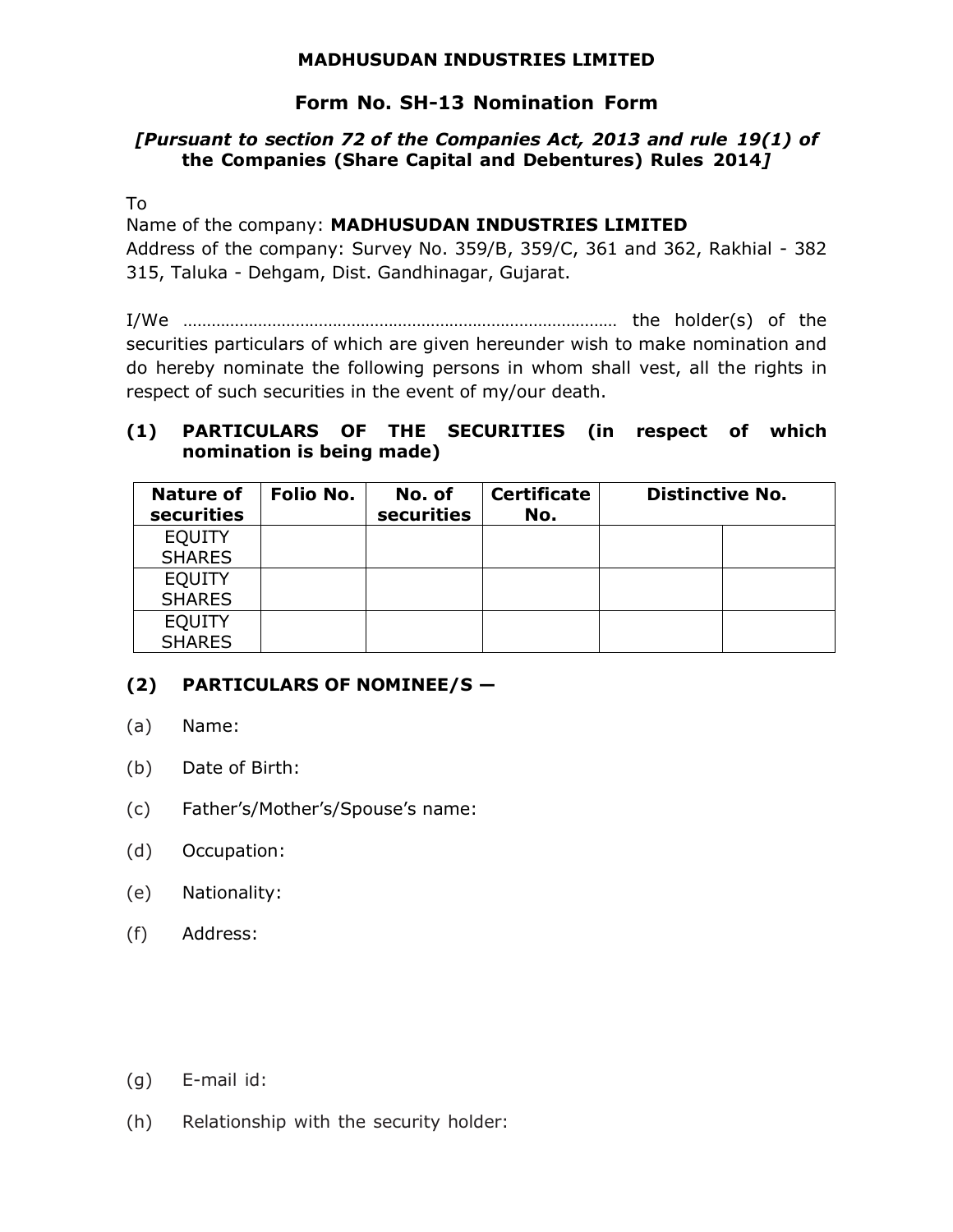**MADHUSUDAN INDUSTRIES LIMITED**

# Form No. SH-13 Nomination Form

***[Pursuant to section 72 of the Companies Act, 2013 and rule 19(1) of the Companies (Share Capital and Debentures) Rules 2014]***

To

Name of the company: **MADHUSUDAN INDUSTRIES LIMITED**

Address of the company: Survey No. 359/B, 359/C, 361 and 362, Rakhial - 382 315, Taluka - Dehgam, Dist. Gandhinagar, Gujarat.

I/We ……………………………………………………………………………… the holder(s) of the securities particulars of which are given hereunder wish to make nomination and do hereby nominate the following persons in whom shall vest, all the rights in respect of such securities in the event of my/our death.

## (1) PARTICULARS OF THE SECURITIES (in respect of which nomination is being made)

| Nature of securities | Folio No. | No. of securities | Certificate No. | Distinctive No. | |
|---|---|---|---|---|---|
| EQUITY SHARES | | | | | |
| EQUITY SHARES | | | | | |
| EQUITY SHARES | | | | | |

## (2) PARTICULARS OF NOMINEE/S —

(a) Name:

(b) Date of Birth:

(c) Father's/Mother's/Spouse's name:

(d) Occupation:

(e) Nationality:

(f) Address:

(g) E-mail id:

(h) Relationship with the security holder: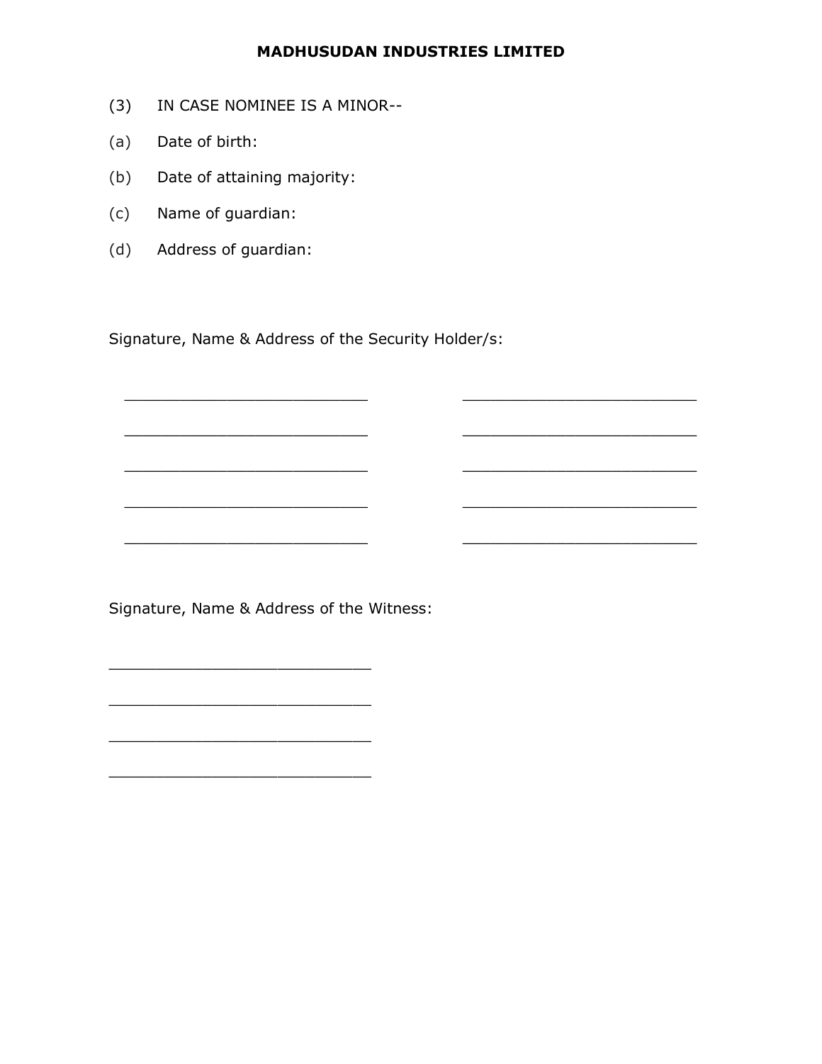**MADHUSUDAN INDUSTRIES LIMITED**

(3) IN CASE NOMINEE IS A MINOR--

(a) Date of birth:

(b) Date of attaining majority:

(c) Name of guardian:

(d) Address of guardian:

Signature, Name & Address of the Security Holder/s:

| | |
|---|---|
| ___________________________ | ___________________________ |
| ___________________________ | ___________________________ |
| ___________________________ | ___________________________ |
| ___________________________ | ___________________________ |
| ___________________________ | ___________________________ |

Signature, Name & Address of the Witness:

___________________________

___________________________

___________________________

___________________________